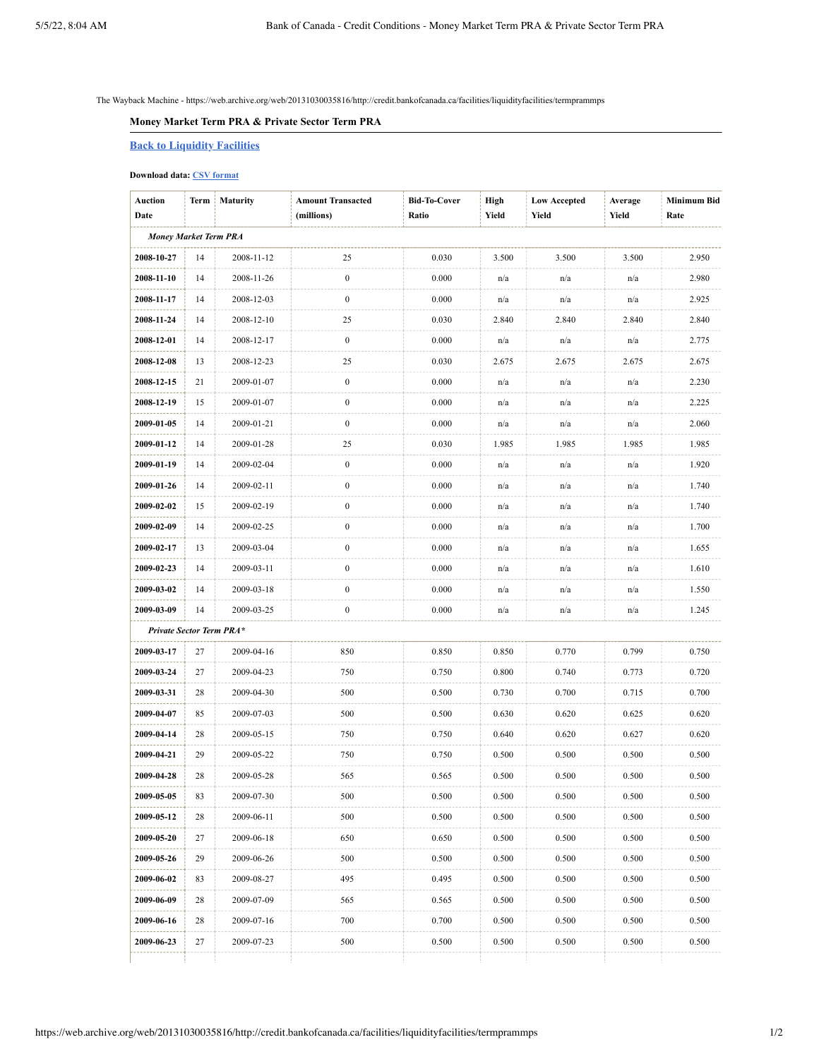The Wayback Machine - https://web.archive.org/web/20131030035816/http://credit.bankofcanada.ca/facilities/liquidityfacilities/termprammps

### Money Market Term PRA & Private Sector Term PRA

[Back to Liquidity Facilities](#)

**Download data:** [CSV format](#)

| Auction Date | Term | Maturity | Amount Transacted (millions) | Bid-To-Cover Ratio | High Yield | Low Accepted Yield | Average Yield | Minimum Bid Rate |
|---|---|---|---|---|---|---|---|---|
| *Money Market Term PRA* | | | | | | | | |
| **2008-10-27** | 14 | 2008-11-12 | 25 | 0.030 | 3.500 | 3.500 | 3.500 | 2.950 |
| **2008-11-10** | 14 | 2008-11-26 | 0 | 0.000 | n/a | n/a | n/a | 2.980 |
| **2008-11-17** | 14 | 2008-12-03 | 0 | 0.000 | n/a | n/a | n/a | 2.925 |
| **2008-11-24** | 14 | 2008-12-10 | 25 | 0.030 | 2.840 | 2.840 | 2.840 | 2.840 |
| **2008-12-01** | 14 | 2008-12-17 | 0 | 0.000 | n/a | n/a | n/a | 2.775 |
| **2008-12-08** | 13 | 2008-12-23 | 25 | 0.030 | 2.675 | 2.675 | 2.675 | 2.675 |
| **2008-12-15** | 21 | 2009-01-07 | 0 | 0.000 | n/a | n/a | n/a | 2.230 |
| **2008-12-19** | 15 | 2009-01-07 | 0 | 0.000 | n/a | n/a | n/a | 2.225 |
| **2009-01-05** | 14 | 2009-01-21 | 0 | 0.000 | n/a | n/a | n/a | 2.060 |
| **2009-01-12** | 14 | 2009-01-28 | 25 | 0.030 | 1.985 | 1.985 | 1.985 | 1.985 |
| **2009-01-19** | 14 | 2009-02-04 | 0 | 0.000 | n/a | n/a | n/a | 1.920 |
| **2009-01-26** | 14 | 2009-02-11 | 0 | 0.000 | n/a | n/a | n/a | 1.740 |
| **2009-02-02** | 15 | 2009-02-19 | 0 | 0.000 | n/a | n/a | n/a | 1.740 |
| **2009-02-09** | 14 | 2009-02-25 | 0 | 0.000 | n/a | n/a | n/a | 1.700 |
| **2009-02-17** | 13 | 2009-03-04 | 0 | 0.000 | n/a | n/a | n/a | 1.655 |
| **2009-02-23** | 14 | 2009-03-11 | 0 | 0.000 | n/a | n/a | n/a | 1.610 |
| **2009-03-02** | 14 | 2009-03-18 | 0 | 0.000 | n/a | n/a | n/a | 1.550 |
| **2009-03-09** | 14 | 2009-03-25 | 0 | 0.000 | n/a | n/a | n/a | 1.245 |
| *Private Sector Term PRA** | | | | | | | | |
| **2009-03-17** | 27 | 2009-04-16 | 850 | 0.850 | 0.850 | 0.770 | 0.799 | 0.750 |
| **2009-03-24** | 27 | 2009-04-23 | 750 | 0.750 | 0.800 | 0.740 | 0.773 | 0.720 |
| **2009-03-31** | 28 | 2009-04-30 | 500 | 0.500 | 0.730 | 0.700 | 0.715 | 0.700 |
| **2009-04-07** | 85 | 2009-07-03 | 500 | 0.500 | 0.630 | 0.620 | 0.625 | 0.620 |
| **2009-04-14** | 28 | 2009-05-15 | 750 | 0.750 | 0.640 | 0.620 | 0.627 | 0.620 |
| **2009-04-21** | 29 | 2009-05-22 | 750 | 0.750 | 0.500 | 0.500 | 0.500 | 0.500 |
| **2009-04-28** | 28 | 2009-05-28 | 565 | 0.565 | 0.500 | 0.500 | 0.500 | 0.500 |
| **2009-05-05** | 83 | 2009-07-30 | 500 | 0.500 | 0.500 | 0.500 | 0.500 | 0.500 |
| **2009-05-12** | 28 | 2009-06-11 | 500 | 0.500 | 0.500 | 0.500 | 0.500 | 0.500 |
| **2009-05-20** | 27 | 2009-06-18 | 650 | 0.650 | 0.500 | 0.500 | 0.500 | 0.500 |
| **2009-05-26** | 29 | 2009-06-26 | 500 | 0.500 | 0.500 | 0.500 | 0.500 | 0.500 |
| **2009-06-02** | 83 | 2009-08-27 | 495 | 0.495 | 0.500 | 0.500 | 0.500 | 0.500 |
| **2009-06-09** | 28 | 2009-07-09 | 565 | 0.565 | 0.500 | 0.500 | 0.500 | 0.500 |
| **2009-06-16** | 28 | 2009-07-16 | 700 | 0.700 | 0.500 | 0.500 | 0.500 | 0.500 |
| **2009-06-23** | 27 | 2009-07-23 | 500 | 0.500 | 0.500 | 0.500 | 0.500 | 0.500 |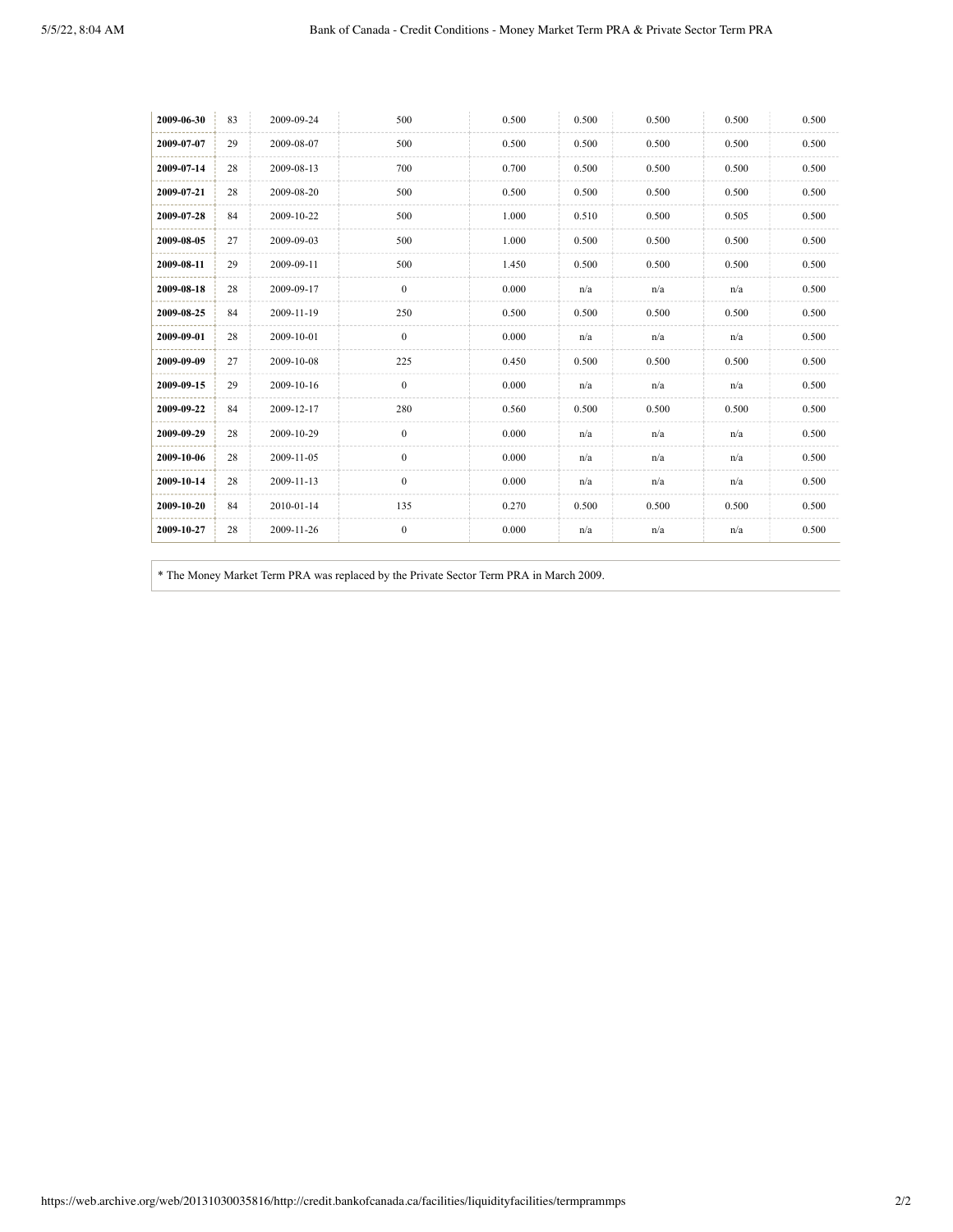| | | | | | | | | |
|---|---|---|---|---|---|---|---|---|
| **2009-06-30** | 83 | 2009-09-24 | 500 | 0.500 | 0.500 | 0.500 | 0.500 | 0.500 |
| **2009-07-07** | 29 | 2009-08-07 | 500 | 0.500 | 0.500 | 0.500 | 0.500 | 0.500 |
| **2009-07-14** | 28 | 2009-08-13 | 700 | 0.700 | 0.500 | 0.500 | 0.500 | 0.500 |
| **2009-07-21** | 28 | 2009-08-20 | 500 | 0.500 | 0.500 | 0.500 | 0.500 | 0.500 |
| **2009-07-28** | 84 | 2009-10-22 | 500 | 1.000 | 0.510 | 0.500 | 0.505 | 0.500 |
| **2009-08-05** | 27 | 2009-09-03 | 500 | 1.000 | 0.500 | 0.500 | 0.500 | 0.500 |
| **2009-08-11** | 29 | 2009-09-11 | 500 | 1.450 | 0.500 | 0.500 | 0.500 | 0.500 |
| **2009-08-18** | 28 | 2009-09-17 | 0 | 0.000 | n/a | n/a | n/a | 0.500 |
| **2009-08-25** | 84 | 2009-11-19 | 250 | 0.500 | 0.500 | 0.500 | 0.500 | 0.500 |
| **2009-09-01** | 28 | 2009-10-01 | 0 | 0.000 | n/a | n/a | n/a | 0.500 |
| **2009-09-09** | 27 | 2009-10-08 | 225 | 0.450 | 0.500 | 0.500 | 0.500 | 0.500 |
| **2009-09-15** | 29 | 2009-10-16 | 0 | 0.000 | n/a | n/a | n/a | 0.500 |
| **2009-09-22** | 84 | 2009-12-17 | 280 | 0.560 | 0.500 | 0.500 | 0.500 | 0.500 |
| **2009-09-29** | 28 | 2009-10-29 | 0 | 0.000 | n/a | n/a | n/a | 0.500 |
| **2009-10-06** | 28 | 2009-11-05 | 0 | 0.000 | n/a | n/a | n/a | 0.500 |
| **2009-10-14** | 28 | 2009-11-13 | 0 | 0.000 | n/a | n/a | n/a | 0.500 |
| **2009-10-20** | 84 | 2010-01-14 | 135 | 0.270 | 0.500 | 0.500 | 0.500 | 0.500 |
| **2009-10-27** | 28 | 2009-11-26 | 0 | 0.000 | n/a | n/a | n/a | 0.500 |

* The Money Market Term PRA was replaced by the Private Sector Term PRA in March 2009.